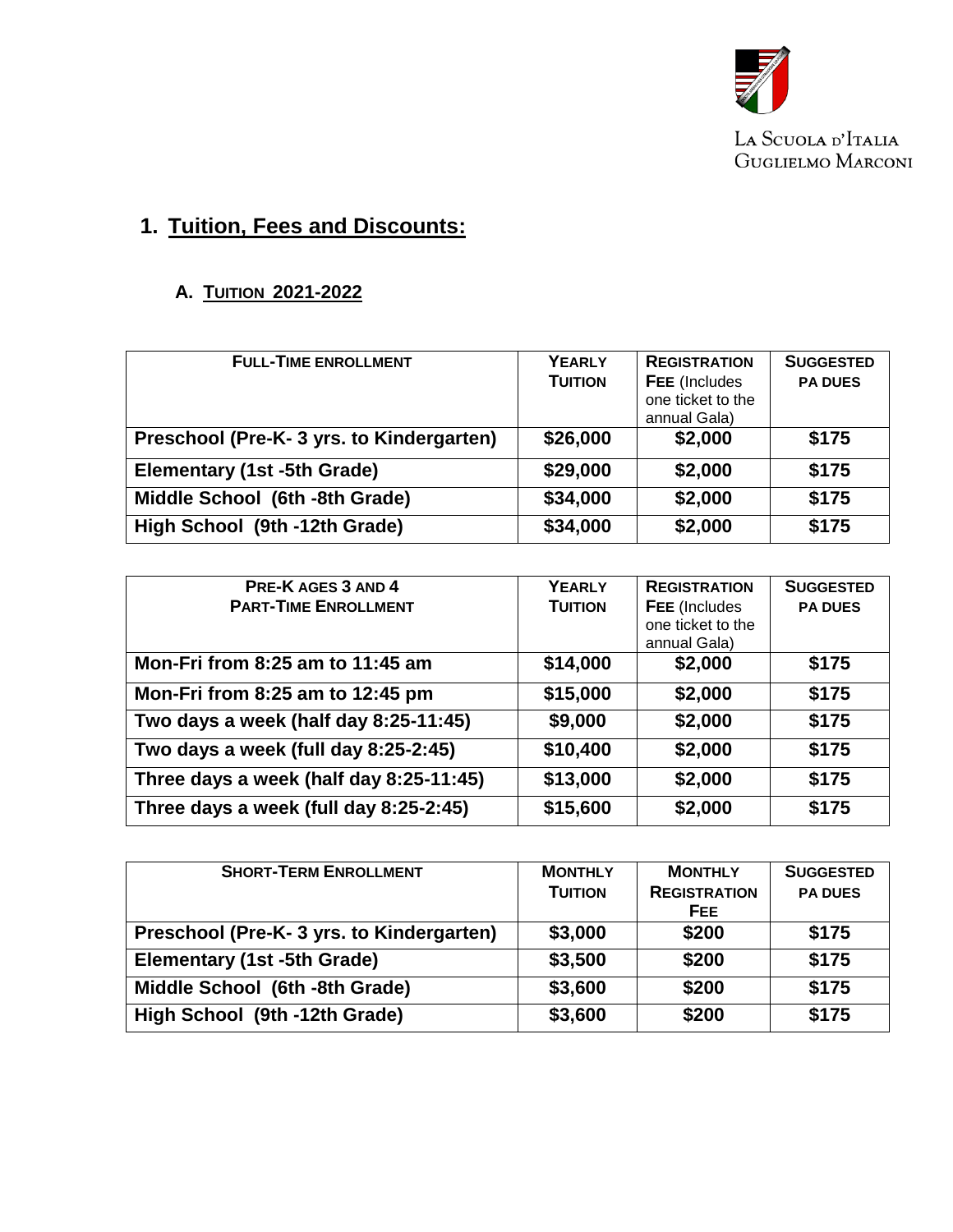La Scuola d'Italia
Guglielmo Marconi

# 1. Tuition, Fees and Discounts:

## A. Tuition 2021-2022

| FULL-TIME ENROLLMENT | YEARLY TUITION | REGISTRATION FEE (Includes one ticket to the annual Gala) | SUGGESTED PA DUES |
|---|---|---|---|
| **Preschool (Pre-K- 3 yrs. to Kindergarten)** | **$26,000** | **$2,000** | **$175** |
| **Elementary (1st -5th Grade)** | **$29,000** | **$2,000** | **$175** |
| **Middle School (6th -8th Grade)** | **$34,000** | **$2,000** | **$175** |
| **High School (9th -12th Grade)** | **$34,000** | **$2,000** | **$175** |

| PRE-K AGES 3 AND 4 PART-TIME ENROLLMENT | YEARLY TUITION | REGISTRATION FEE (Includes one ticket to the annual Gala) | SUGGESTED PA DUES |
|---|---|---|---|
| **Mon-Fri from 8:25 am to 11:45 am** | **$14,000** | **$2,000** | **$175** |
| **Mon-Fri from 8:25 am to 12:45 pm** | **$15,000** | **$2,000** | **$175** |
| **Two days a week (half day 8:25-11:45)** | **$9,000** | **$2,000** | **$175** |
| **Two days a week (full day 8:25-2:45)** | **$10,400** | **$2,000** | **$175** |
| **Three days a week (half day 8:25-11:45)** | **$13,000** | **$2,000** | **$175** |
| **Three days a week (full day 8:25-2:45)** | **$15,600** | **$2,000** | **$175** |

| SHORT-TERM ENROLLMENT | MONTHLY TUITION | MONTHLY REGISTRATION FEE | SUGGESTED PA DUES |
|---|---|---|---|
| **Preschool (Pre-K- 3 yrs. to Kindergarten)** | **$3,000** | **$200** | **$175** |
| **Elementary (1st -5th Grade)** | **$3,500** | **$200** | **$175** |
| **Middle School (6th -8th Grade)** | **$3,600** | **$200** | **$175** |
| **High School (9th -12th Grade)** | **$3,600** | **$200** | **$175** |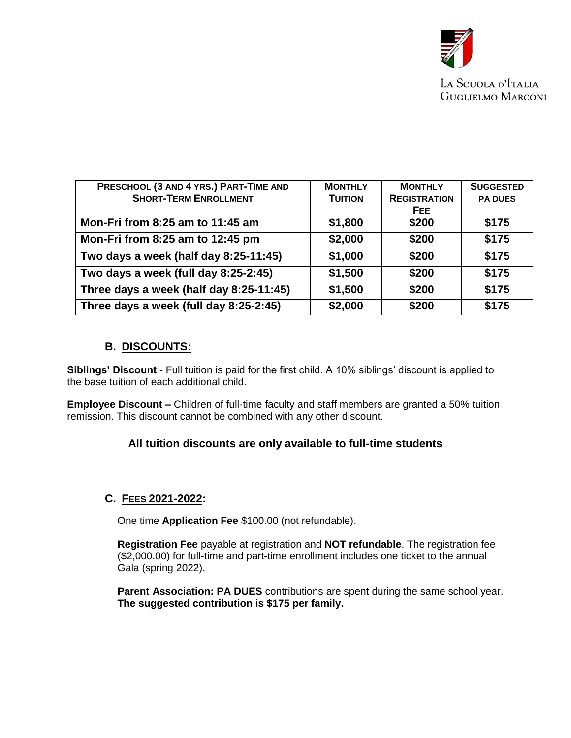La Scuola d'Italia
Guglielmo Marconi

| PRESCHOOL (3 AND 4 YRS.) PART-TIME AND SHORT-TERM ENROLLMENT | MONTHLY TUITION | MONTHLY REGISTRATION FEE | SUGGESTED PA DUES |
|---|---|---|---|
| **Mon-Fri from 8:25 am to 11:45 am** | **\$1,800** | **\$200** | **\$175** |
| **Mon-Fri from 8:25 am to 12:45 pm** | **\$2,000** | **\$200** | **\$175** |
| **Two days a week (half day 8:25-11:45)** | **\$1,000** | **\$200** | **\$175** |
| **Two days a week (full day 8:25-2:45)** | **\$1,500** | **\$200** | **\$175** |
| **Three days a week (half day 8:25-11:45)** | **\$1,500** | **\$200** | **\$175** |
| **Three days a week (full day 8:25-2:45)** | **\$2,000** | **\$200** | **\$175** |

## B. DISCOUNTS:

**Siblings' Discount -** Full tuition is paid for the first child. A 10% siblings' discount is applied to the base tuition of each additional child.

**Employee Discount –** Children of full-time faculty and staff members are granted a 50% tuition remission. This discount cannot be combined with any other discount.

**All tuition discounts are only available to full-time students**

## C. FEES 2021-2022:

One time **Application Fee** \$100.00 (not refundable).

**Registration Fee** payable at registration and **NOT refundable**. The registration fee (\$2,000.00) for full-time and part-time enrollment includes one ticket to the annual Gala (spring 2022).

**Parent Association: PA DUES** contributions are spent during the same school year. **The suggested contribution is \$175 per family.**